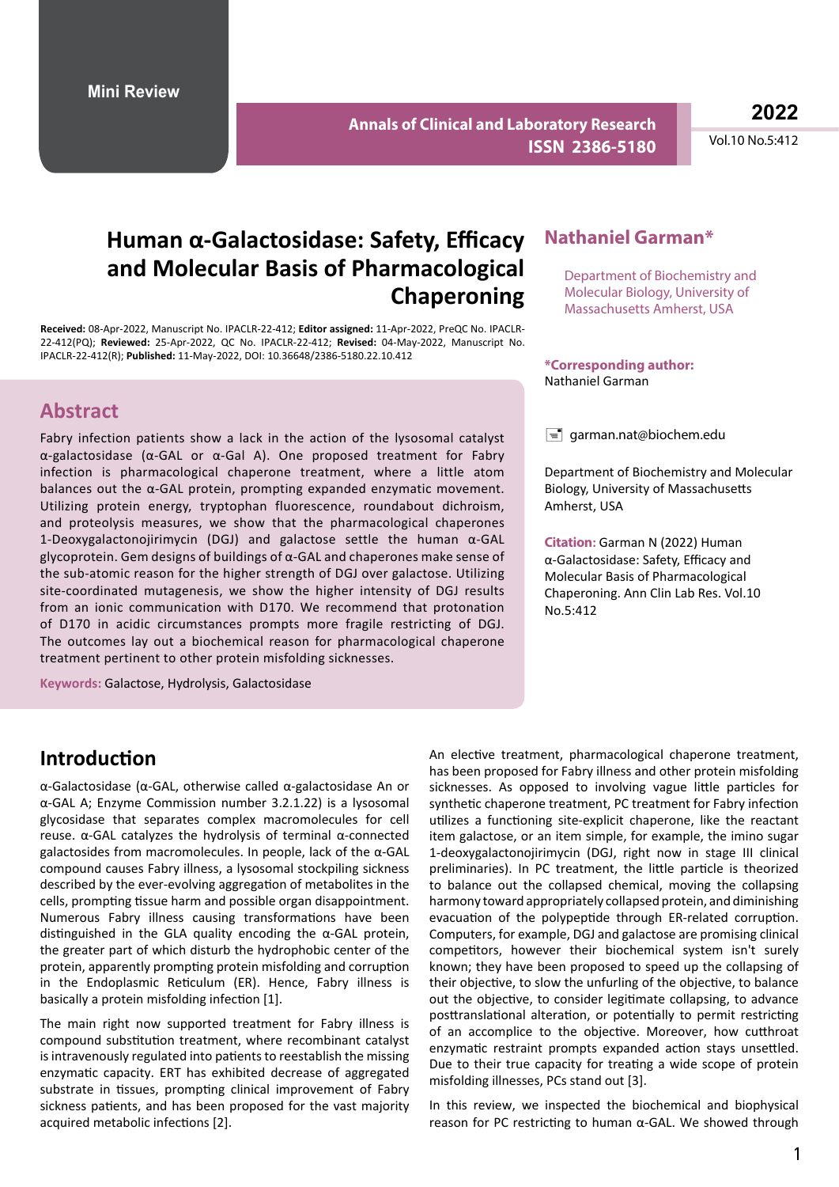Mini Review

# Human α-Galactosidase: Safety, Efficacy and Molecular Basis of Pharmacological Chaperoning

**Received:** 08-Apr-2022, Manuscript No. IPACLR-22-412; **Editor assigned:** 11-Apr-2022, PreQC No. IPACLR-22-412(PQ); **Reviewed:** 25-Apr-2022, QC No. IPACLR-22-412; **Revised:** 04-May-2022, Manuscript No. IPACLR-22-412(R); **Published:** 11-May-2022, DOI: 10.36648/2386-5180.22.10.412

## Nathaniel Garman*

Department of Biochemistry and Molecular Biology, University of Massachusetts Amherst, USA

**\*Corresponding author:** Nathaniel Garman

garman.nat@biochem.edu

Department of Biochemistry and Molecular Biology, University of Massachusetts Amherst, USA

**Citation:** Garman N (2022) Human α-Galactosidase: Safety, Efficacy and Molecular Basis of Pharmacological Chaperoning. Ann Clin Lab Res. Vol.10 No.5:412

## Abstract

Fabry infection patients show a lack in the action of the lysosomal catalyst α-galactosidase (α-GAL or α-Gal A). One proposed treatment for Fabry infection is pharmacological chaperone treatment, where a little atom balances out the α-GAL protein, prompting expanded enzymatic movement. Utilizing protein energy, tryptophan fluorescence, roundabout dichroism, and proteolysis measures, we show that the pharmacological chaperones 1-Deoxygalactonojirimycin (DGJ) and galactose settle the human α-GAL glycoprotein. Gem designs of buildings of α-GAL and chaperones make sense of the sub-atomic reason for the higher strength of DGJ over galactose. Utilizing site-coordinated mutagenesis, we show the higher intensity of DGJ results from an ionic communication with D170. We recommend that protonation of D170 in acidic circumstances prompts more fragile restricting of DGJ. The outcomes lay out a biochemical reason for pharmacological chaperone treatment pertinent to other protein misfolding sicknesses.

**Keywords:** Galactose, Hydrolysis, Galactosidase

## Introduction

α-Galactosidase (α-GAL, otherwise called α-galactosidase An or α-GAL A; Enzyme Commission number 3.2.1.22) is a lysosomal glycosidase that separates complex macromolecules for cell reuse. α-GAL catalyzes the hydrolysis of terminal α-connected galactosides from macromolecules. In people, lack of the α-GAL compound causes Fabry illness, a lysosomal stockpiling sickness described by the ever-evolving aggregation of metabolites in the cells, prompting tissue harm and possible organ disappointment. Numerous Fabry illness causing transformations have been distinguished in the GLA quality encoding the α-GAL protein, the greater part of which disturb the hydrophobic center of the protein, apparently prompting protein misfolding and corruption in the Endoplasmic Reticulum (ER). Hence, Fabry illness is basically a protein misfolding infection [1].

The main right now supported treatment for Fabry illness is compound substitution treatment, where recombinant catalyst is intravenously regulated into patients to reestablish the missing enzymatic capacity. ERT has exhibited decrease of aggregated substrate in tissues, prompting clinical improvement of Fabry sickness patients, and has been proposed for the vast majority acquired metabolic infections [2].

An elective treatment, pharmacological chaperone treatment, has been proposed for Fabry illness and other protein misfolding sicknesses. As opposed to involving vague little particles for synthetic chaperone treatment, PC treatment for Fabry infection utilizes a functioning site-explicit chaperone, like the reactant item galactose, or an item simple, for example, the imino sugar 1-deoxygalactonojirimycin (DGJ, right now in stage III clinical preliminaries). In PC treatment, the little particle is theorized to balance out the collapsed chemical, moving the collapsing harmony toward appropriately collapsed protein, and diminishing evacuation of the polypeptide through ER-related corruption. Computers, for example, DGJ and galactose are promising clinical competitors, however their biochemical system isn't surely known; they have been proposed to speed up the collapsing of their objective, to slow the unfurling of the objective, to balance out the objective, to consider legitimate collapsing, to advance posttranslational alteration, or potentially to permit restricting of an accomplice to the objective. Moreover, how cutthroat enzymatic restraint prompts expanded action stays unsettled. Due to their true capacity for treating a wide scope of protein misfolding illnesses, PCs stand out [3].

In this review, we inspected the biochemical and biophysical reason for PC restricting to human α-GAL. We showed through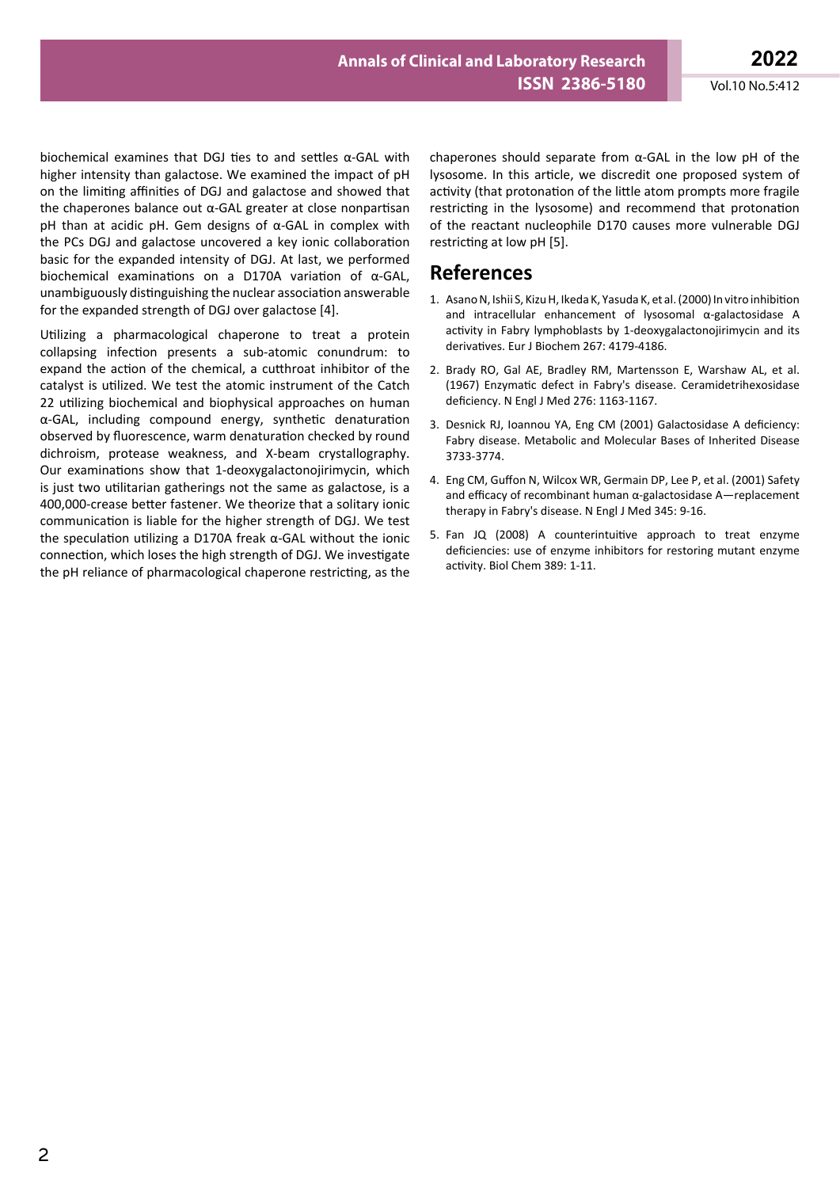biochemical examines that DGJ ties to and settles α-GAL with higher intensity than galactose. We examined the impact of pH on the limiting affinities of DGJ and galactose and showed that the chaperones balance out α-GAL greater at close nonpartisan pH than at acidic pH. Gem designs of α-GAL in complex with the PCs DGJ and galactose uncovered a key ionic collaboration basic for the expanded intensity of DGJ. At last, we performed biochemical examinations on a D170A variation of α-GAL, unambiguously distinguishing the nuclear association answerable for the expanded strength of DGJ over galactose [4].

Utilizing a pharmacological chaperone to treat a protein collapsing infection presents a sub-atomic conundrum: to expand the action of the chemical, a cutthroat inhibitor of the catalyst is utilized. We test the atomic instrument of the Catch 22 utilizing biochemical and biophysical approaches on human α-GAL, including compound energy, synthetic denaturation observed by fluorescence, warm denaturation checked by round dichroism, protease weakness, and X-beam crystallography. Our examinations show that 1-deoxygalactonojirimycin, which is just two utilitarian gatherings not the same as galactose, is a 400,000-crease better fastener. We theorize that a solitary ionic communication is liable for the higher strength of DGJ. We test the speculation utilizing a D170A freak α-GAL without the ionic connection, which loses the high strength of DGJ. We investigate the pH reliance of pharmacological chaperone restricting, as the chaperones should separate from α-GAL in the low pH of the lysosome. In this article, we discredit one proposed system of activity (that protonation of the little atom prompts more fragile restricting in the lysosome) and recommend that protonation of the reactant nucleophile D170 causes more vulnerable DGJ restricting at low pH [5].

## References

1. Asano N, Ishii S, Kizu H, Ikeda K, Yasuda K, et al. (2000) In vitro inhibition and intracellular enhancement of lysosomal α-galactosidase A activity in Fabry lymphoblasts by 1-deoxygalactonojirimycin and its derivatives. Eur J Biochem 267: 4179-4186.
2. Brady RO, Gal AE, Bradley RM, Martensson E, Warshaw AL, et al. (1967) Enzymatic defect in Fabry's disease. Ceramidetrihexosidase deficiency. N Engl J Med 276: 1163-1167.
3. Desnick RJ, Ioannou YA, Eng CM (2001) Galactosidase A deficiency: Fabry disease. Metabolic and Molecular Bases of Inherited Disease 3733-3774.
4. Eng CM, Guffon N, Wilcox WR, Germain DP, Lee P, et al. (2001) Safety and efficacy of recombinant human α-galactosidase A—replacement therapy in Fabry's disease. N Engl J Med 345: 9-16.
5. Fan JQ (2008) A counterintuitive approach to treat enzyme deficiencies: use of enzyme inhibitors for restoring mutant enzyme activity. Biol Chem 389: 1-11.